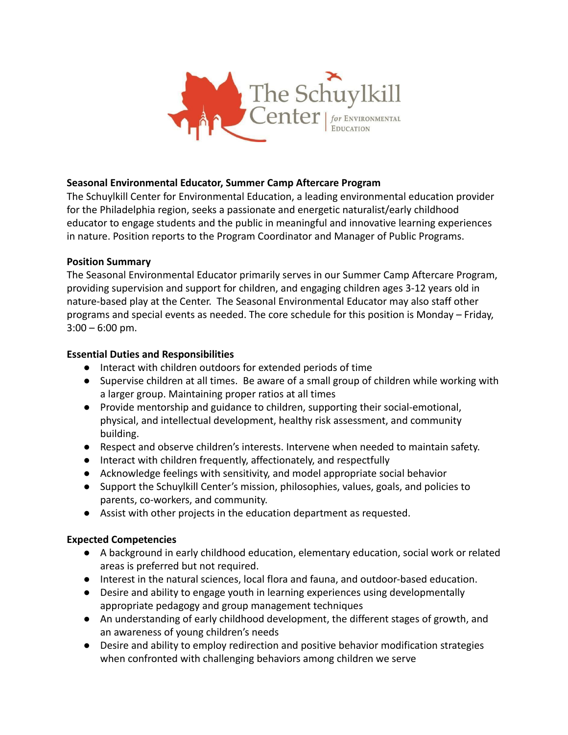## Seasonal Environmental Educator, Summer Camp Aftercare Program

The Schuylkill Center for Environmental Education, a leading environmental education provider for the Philadelphia region, seeks a passionate and energetic naturalist/early childhood educator to engage students and the public in meaningful and innovative learning experiences in nature. Position reports to the Program Coordinator and Manager of Public Programs.

### Position Summary

The Seasonal Environmental Educator primarily serves in our Summer Camp Aftercare Program, providing supervision and support for children, and engaging children ages 3-12 years old in nature-based play at the Center. The Seasonal Environmental Educator may also staff other programs and special events as needed. The core schedule for this position is Monday – Friday, 3:00 – 6:00 pm.

### Essential Duties and Responsibilities

- Interact with children outdoors for extended periods of time
- Supervise children at all times. Be aware of a small group of children while working with a larger group. Maintaining proper ratios at all times
- Provide mentorship and guidance to children, supporting their social-emotional, physical, and intellectual development, healthy risk assessment, and community building.
- Respect and observe children's interests. Intervene when needed to maintain safety.
- Interact with children frequently, affectionately, and respectfully
- Acknowledge feelings with sensitivity, and model appropriate social behavior
- Support the Schuylkill Center's mission, philosophies, values, goals, and policies to parents, co-workers, and community.
- Assist with other projects in the education department as requested.

### Expected Competencies

- A background in early childhood education, elementary education, social work or related areas is preferred but not required.
- Interest in the natural sciences, local flora and fauna, and outdoor-based education.
- Desire and ability to engage youth in learning experiences using developmentally appropriate pedagogy and group management techniques
- An understanding of early childhood development, the different stages of growth, and an awareness of young children's needs
- Desire and ability to employ redirection and positive behavior modification strategies when confronted with challenging behaviors among children we serve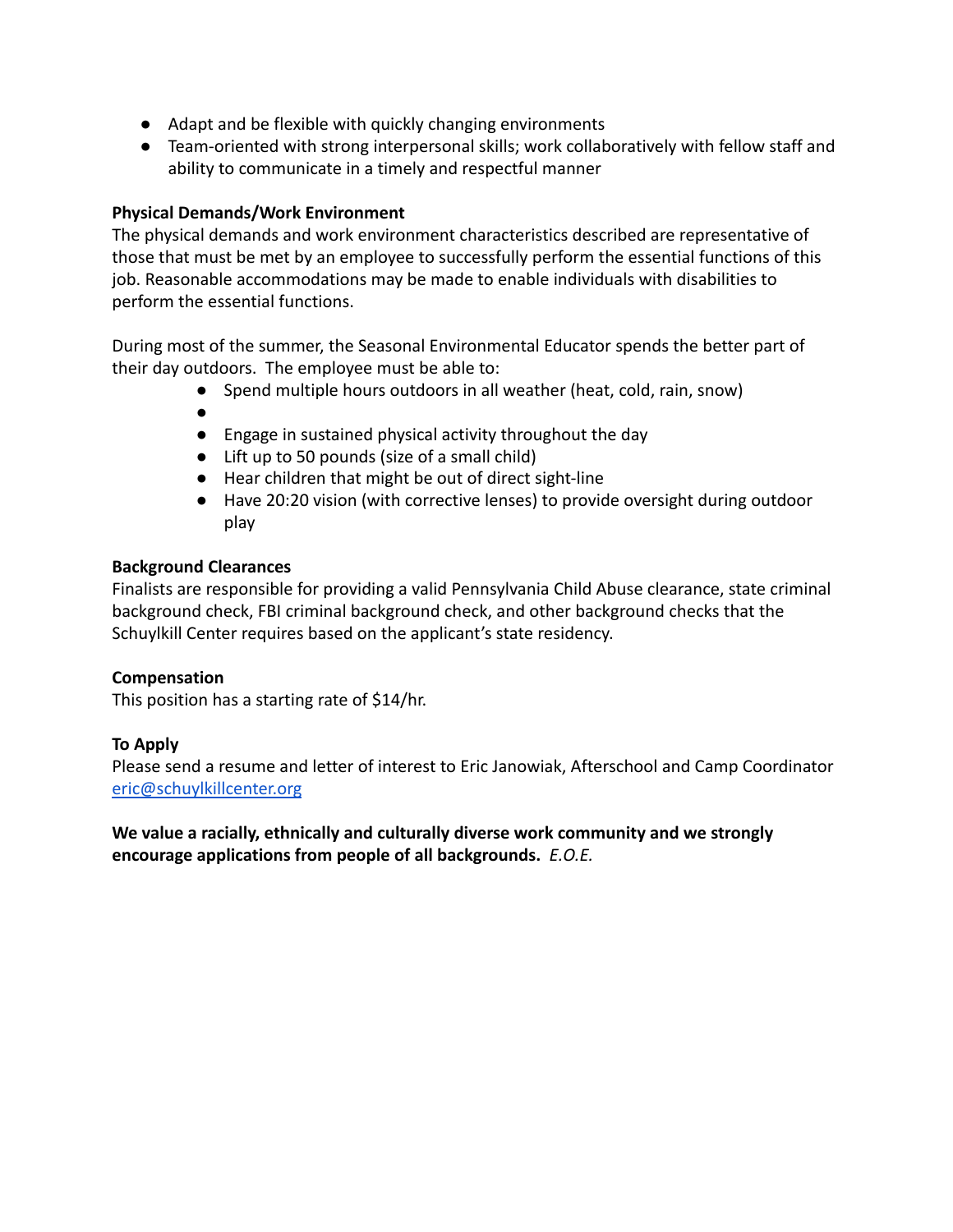- Adapt and be flexible with quickly changing environments
- Team-oriented with strong interpersonal skills; work collaboratively with fellow staff and ability to communicate in a timely and respectful manner

**Physical Demands/Work Environment**

The physical demands and work environment characteristics described are representative of those that must be met by an employee to successfully perform the essential functions of this job. Reasonable accommodations may be made to enable individuals with disabilities to perform the essential functions.

During most of the summer, the Seasonal Environmental Educator spends the better part of their day outdoors. The employee must be able to:

- Spend multiple hours outdoors in all weather (heat, cold, rain, snow)
- 
- Engage in sustained physical activity throughout the day
- Lift up to 50 pounds (size of a small child)
- Hear children that might be out of direct sight-line
- Have 20:20 vision (with corrective lenses) to provide oversight during outdoor play

**Background Clearances**

Finalists are responsible for providing a valid Pennsylvania Child Abuse clearance, state criminal background check, FBI criminal background check, and other background checks that the Schuylkill Center requires based on the applicant's state residency.

**Compensation**

This position has a starting rate of $14/hr.

**To Apply**

Please send a resume and letter of interest to Eric Janowiak, Afterschool and Camp Coordinator
eric@schuylkillcenter.org

**We value a racially, ethnically and culturally diverse work community and we strongly encourage applications from people of all backgrounds.** *E.O.E.*